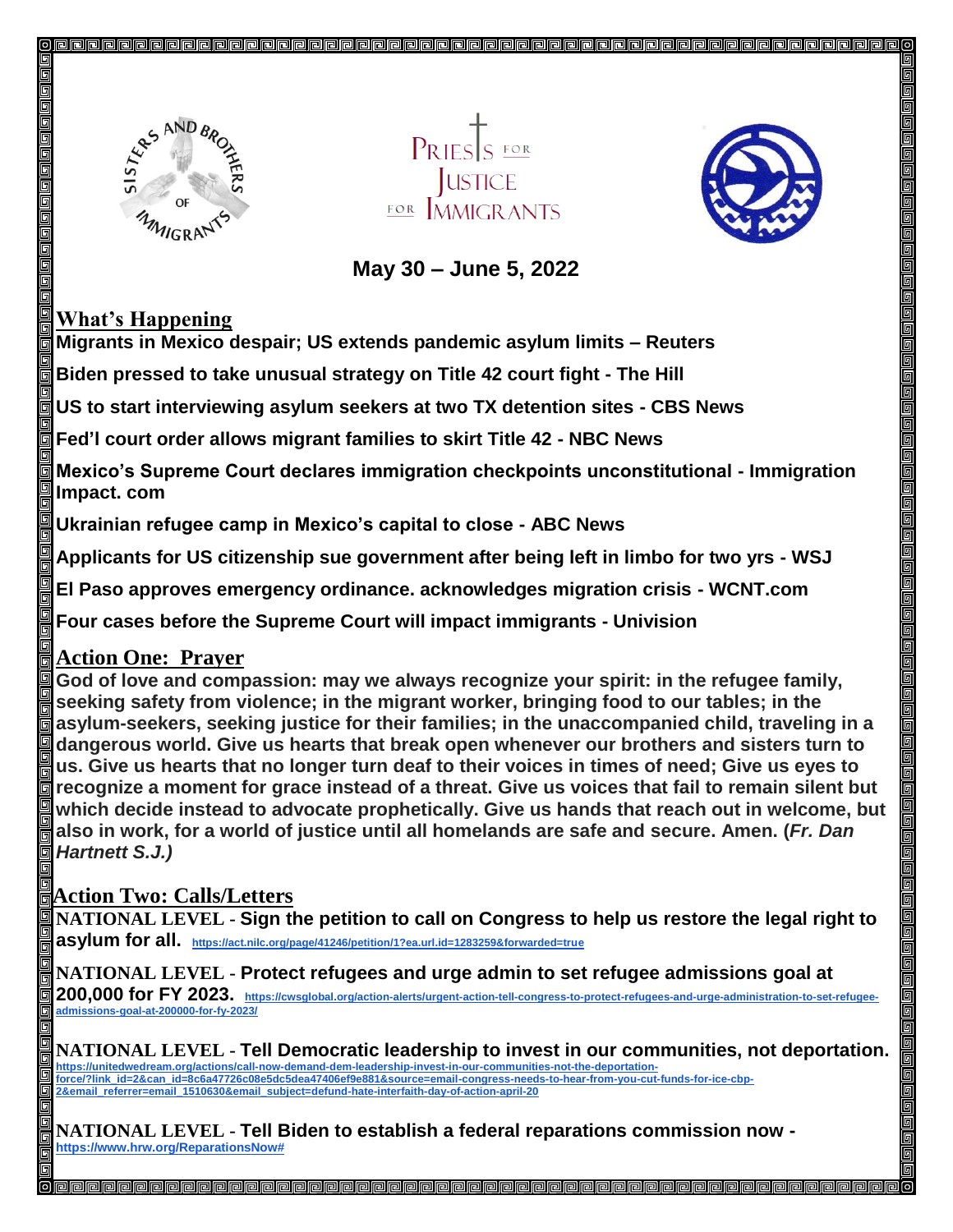SISTERS AND BROTHERS OF IMMIGRANTS

PRIESTS FOR JUSTICE FOR IMMIGRANTS

**May 30 – June 5, 2022**

## What's Happening

**Migrants in Mexico despair; US extends pandemic asylum limits – Reuters**

**Biden pressed to take unusual strategy on Title 42 court fight - The Hill**

**US to start interviewing asylum seekers at two TX detention sites - CBS News**

**Fed'l court order allows migrant families to skirt Title 42 - NBC News**

**Mexico's Supreme Court declares immigration checkpoints unconstitutional - Immigration Impact. com**

**Ukrainian refugee camp in Mexico's capital to close - ABC News**

**Applicants for US citizenship sue government after being left in limbo for two yrs - WSJ**

**El Paso approves emergency ordinance. acknowledges migration crisis - WCNT.com**

**Four cases before the Supreme Court will impact immigrants - Univision**

## Action One: Prayer

**God of love and compassion: may we always recognize your spirit: in the refugee family, seeking safety from violence; in the migrant worker, bringing food to our tables; in the asylum-seekers, seeking justice for their families; in the unaccompanied child, traveling in a dangerous world. Give us hearts that break open whenever our brothers and sisters turn to us. Give us hearts that no longer turn deaf to their voices in times of need; Give us eyes to recognize a moment for grace instead of a threat. Give us voices that fail to remain silent but which decide instead to advocate prophetically. Give us hands that reach out in welcome, but also in work, for a world of justice until all homelands are safe and secure. Amen. (*Fr. Dan Hartnett S.J.)***

## Action Two: Calls/Letters

NATIONAL LEVEL - **Sign the petition to call on Congress to help us restore the legal right to asylum for all.** https://act.nilc.org/page/41246/petition/1?ea.url.id=1283259&forwarded=true

NATIONAL LEVEL - **Protect refugees and urge admin to set refugee admissions goal at 200,000 for FY 2023.** https://cwsglobal.org/action-alerts/urgent-action-tell-congress-to-protect-refugees-and-urge-administration-to-set-refugee-admissions-goal-at-200000-for-fy-2023/

NATIONAL LEVEL - **Tell Democratic leadership to invest in our communities, not deportation.** https://unitedwedream.org/actions/call-now-demand-dem-leadership-invest-in-our-communities-not-the-deportation-force/?link_id=2&can_id=8c6a47726c08e5dc5dea47406ef9e881&source=email-congress-needs-to-hear-from-you-cut-funds-for-ice-cbp-2&email_referrer=email_1510630&email_subject=defund-hate-interfaith-day-of-action-april-20

NATIONAL LEVEL - **Tell Biden to establish a federal reparations commission now -** https://www.hrw.org/ReparationsNow#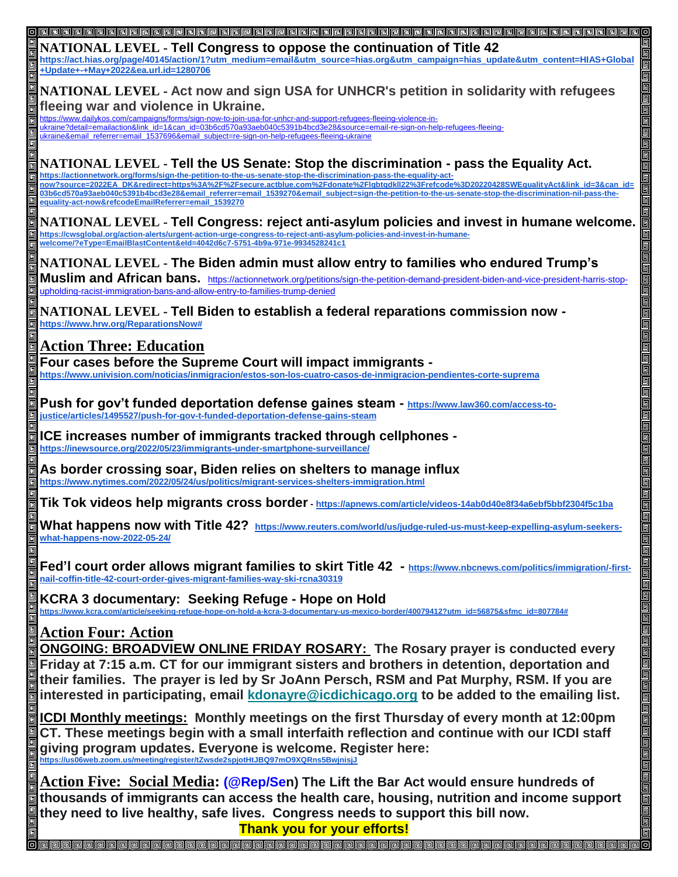**NATIONAL LEVEL - Tell Congress to oppose the continuation of Title 42**
https://act.hias.org/page/40145/action/1?utm_medium=email&utm_source=hias.org&utm_campaign=hias_update&utm_content=HIAS+Global+Update+-+May+2022&ea.url.id=1280706

**NATIONAL LEVEL - Act now and sign USA for UNHCR's petition in solidarity with refugees fleeing war and violence in Ukraine.**
https://www.dailykos.com/campaigns/forms/sign-now-to-join-usa-for-unhcr-and-support-refugees-fleeing-violence-in-ukraine?detail=emailaction&link_id=1&can_id=03b6cd570a93aeb040c5391b4bcd3e28&source=email-re-sign-on-help-refugees-fleeing-ukraine&email_referrer=email_1537696&email_subject=re-sign-on-help-refugees-fleeing-ukraine

**NATIONAL LEVEL - Tell the US Senate: Stop the discrimination - pass the Equality Act.**
https://actionnetwork.org/forms/sign-the-petition-to-the-us-senate-stop-the-discrimination-pass-the-equality-act-now?source=2022EA_DK&redirect=https%3A%2F%2Fsecure.actblue.com%2Fdonate%2Flgbtqdkll22%3Frefcode%3D20220428SWEqualityAct&link_id=3&can_id=03b6cd570a93aeb040c5391b4bcd3e28&email_referrer=email_1539270&email_subject=sign-the-petition-to-the-us-senate-stop-the-discrimination-nil-pass-the-equality-act-now&refcodeEmailReferrer=email_1539270

**NATIONAL LEVEL - Tell Congress: reject anti-asylum policies and invest in humane welcome.**
https://cwsglobal.org/action-alerts/urgent-action-urge-congress-to-reject-anti-asylum-policies-and-invest-in-humane-welcome/?eType=EmailBlastContent&eId=4042d6c7-5751-4b9a-971e-9934528241c1

**NATIONAL LEVEL - The Biden admin must allow entry to families who endured Trump's Muslim and African bans.** https://actionnetwork.org/petitions/sign-the-petition-demand-president-biden-and-vice-president-harris-stop-upholding-racist-immigration-bans-and-allow-entry-to-families-trump-denied

**NATIONAL LEVEL - Tell Biden to establish a federal reparations commission now -**
https://www.hrw.org/ReparationsNow#

## Action Three: Education

**Four cases before the Supreme Court will impact immigrants -**
https://www.univision.com/noticias/inmigracion/estos-son-los-cuatro-casos-de-inmigracion-pendientes-corte-suprema

**Push for gov't funded deportation defense gaines steam -** https://www.law360.com/access-to-justice/articles/1495527/push-for-gov-t-funded-deportation-defense-gains-steam

**ICE increases number of immigrants tracked through cellphones -**
https://inewsource.org/2022/05/23/immigrants-under-smartphone-surveillance/

**As border crossing soar, Biden relies on shelters to manage influx**
https://www.nytimes.com/2022/05/24/us/politics/migrant-services-shelters-immigration.html

**Tik Tok videos help migrants cross border -** https://apnews.com/article/videos-14ab0d40e8f34a6ebf5bbf2304f5c1ba

**What happens now with Title 42?** https://www.reuters.com/world/us/judge-ruled-us-must-keep-expelling-asylum-seekers-what-happens-now-2022-05-24/

**Fed'l court order allows migrant families to skirt Title 42 -** https://www.nbcnews.com/politics/immigration/-first-nail-coffin-title-42-court-order-gives-migrant-families-way-ski-rcna30319

**KCRA 3 documentary: Seeking Refuge - Hope on Hold**
https://www.kcra.com/article/seeking-refuge-hope-on-hold-a-kcra-3-documentary-us-mexico-border/40079412?utm_id=56875&sfmc_id=807784#

## Action Four: Action

**ONGOING: BROADVIEW ONLINE FRIDAY ROSARY: The Rosary prayer is conducted every Friday at 7:15 a.m. CT for our immigrant sisters and brothers in detention, deportation and their families. The prayer is led by Sr JoAnn Persch, RSM and Pat Murphy, RSM. If you are interested in participating, email kdonayre@icdichicago.org to be added to the emailing list.**

**ICDI Monthly meetings: Monthly meetings on the first Thursday of every month at 12:00pm CT. These meetings begin with a small interfaith reflection and continue with our ICDI staff giving program updates. Everyone is welcome. Register here:**
https://us06web.zoom.us/meeting/register/tZwsde2spjotHtJBQ97mO9XQRns5BwjnisjJ

## Action Five: Social Media: **(@Rep/Sen) The Lift the Bar Act would ensure hundreds of thousands of immigrants can access the health care, housing, nutrition and income support they need to live healthy, safe lives. Congress needs to support this bill now.**

**Thank you for your efforts!**